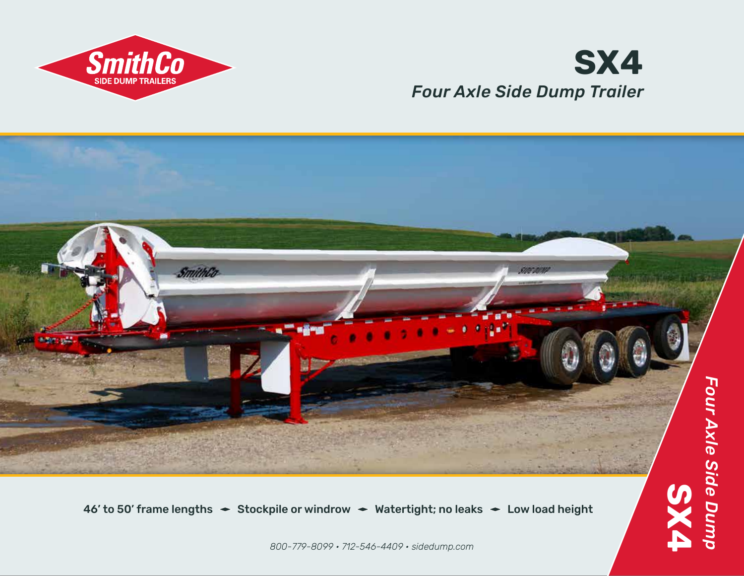SmithCo
SIDE DUMP TRAILERS

# SX4

*Four Axle Side Dump Trailer*

46′ to 50′ frame lengths ◂▸ Stockpile or windrow ◂▸ Watertight; no leaks ◂▸ Low load height

*800-779-8099 • 712-546-4409 • sidedump.com*

**SX4** *Four Axle Side Dump*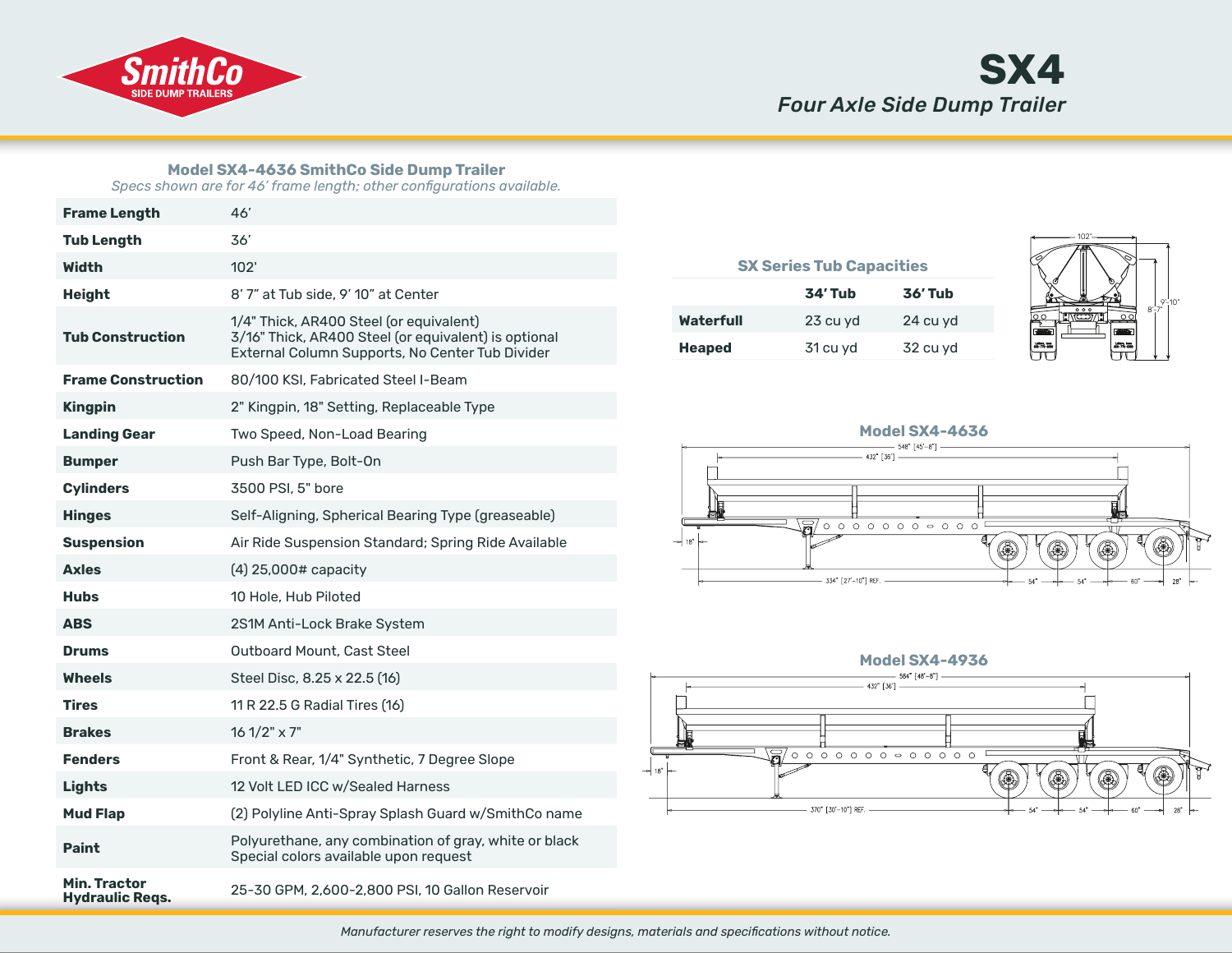# SX4

*Four Axle Side Dump Trailer*

## Model SX4-4636 SmithCo Side Dump Trailer

*Specs shown are for 46' frame length; other configurations available.*

| | |
|---|---|
| **Frame Length** | 46' |
| **Tub Length** | 36' |
| **Width** | 102' |
| **Height** | 8' 7" at Tub side, 9' 10" at Center |
| **Tub Construction** | 1/4" Thick, AR400 Steel (or equivalent)<br>3/16" Thick, AR400 Steel (or equivalent) is optional<br>External Column Supports, No Center Tub Divider |
| **Frame Construction** | 80/100 KSI, Fabricated Steel I-Beam |
| **Kingpin** | 2" Kingpin, 18" Setting, Replaceable Type |
| **Landing Gear** | Two Speed, Non-Load Bearing |
| **Bumper** | Push Bar Type, Bolt-On |
| **Cylinders** | 3500 PSI, 5" bore |
| **Hinges** | Self-Aligning, Spherical Bearing Type (greaseable) |
| **Suspension** | Air Ride Suspension Standard; Spring Ride Available |
| **Axles** | (4) 25,000# capacity |
| **Hubs** | 10 Hole, Hub Piloted |
| **ABS** | 2S1M Anti-Lock Brake System |
| **Drums** | Outboard Mount, Cast Steel |
| **Wheels** | Steel Disc, 8.25 x 22.5 (16) |
| **Tires** | 11 R 22.5 G Radial Tires (16) |
| **Brakes** | 16 1/2" x 7" |
| **Fenders** | Front & Rear, 1/4" Synthetic, 7 Degree Slope |
| **Lights** | 12 Volt LED ICC w/Sealed Harness |
| **Mud Flap** | (2) Polyline Anti-Spray Splash Guard w/SmithCo name |
| **Paint** | Polyurethane, any combination of gray, white or black<br>Special colors available upon request |
| **Min. Tractor Hydraulic Reqs.** | 25-30 GPM, 2,600-2,800 PSI, 10 Gallon Reservoir |

### SX Series Tub Capacities

| | 34' Tub | 36' Tub |
|---|---|---|
| **Waterfull** | 23 cu yd | 24 cu yd |
| **Heaped** | 31 cu yd | 32 cu yd |

102"
8'-7"
9'-10"

### Model SX4-4636

548" [45'-8"]
432" [36']
18"
334" [27'-10"] REF.
54"
54"
60"
28"

### Model SX4-4936

584" [48'-8"]
432" [36']
18"
370" [30'-10"] REF.
54"
54"
60"
28"

*Manufacturer reserves the right to modify designs, materials and specifications without notice.*